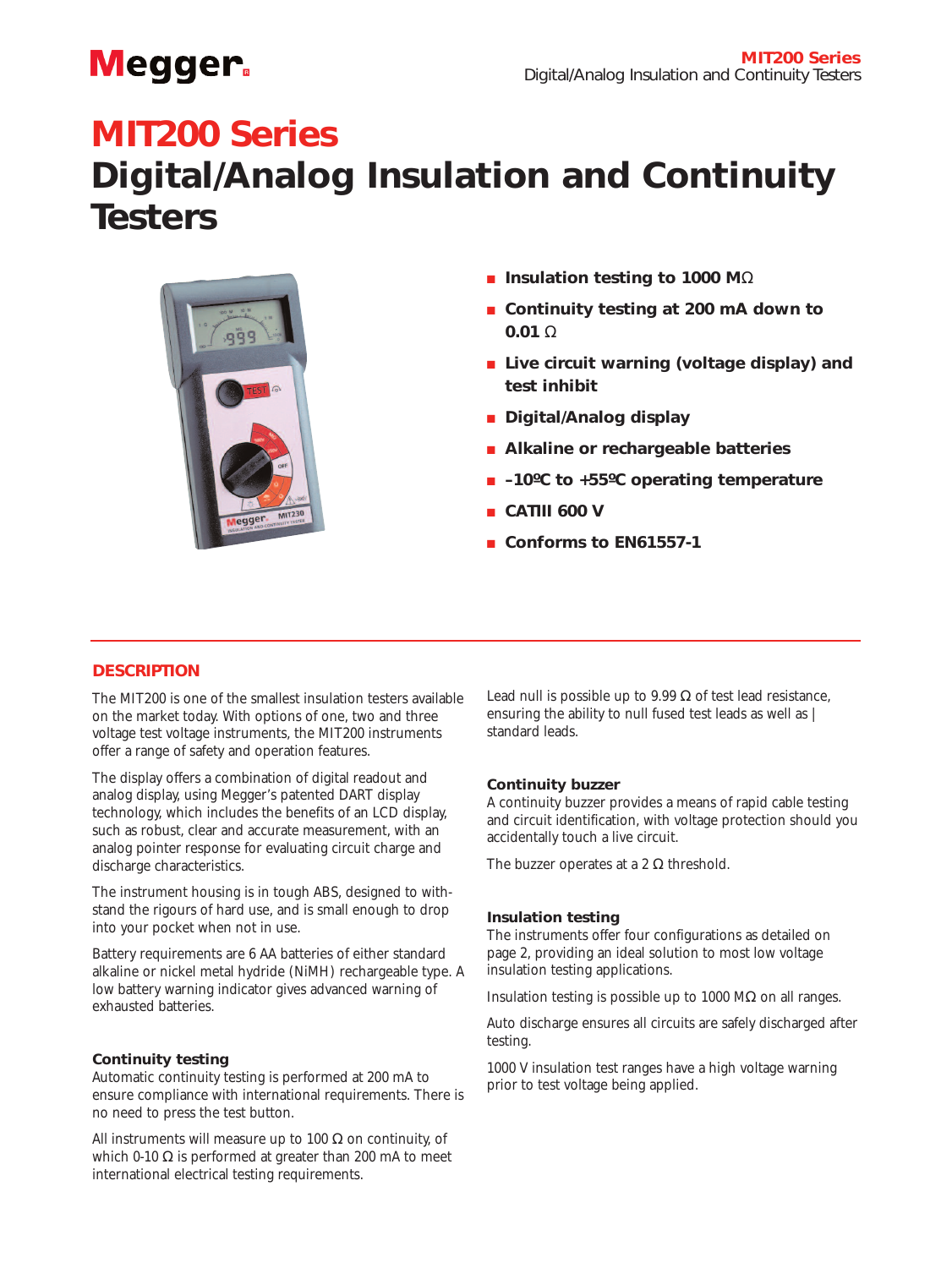# MIT200 Series
# Digital/Analog Insulation and Continuity Testers

- **Insulation testing to 1000 MΩ**
- **Continuity testing at 200 mA down to 0.01 Ω**
- **Live circuit warning (voltage display) and test inhibit**
- **Digital/Analog display**
- **Alkaline or rechargeable batteries**
- **–10ºC to +55ºC operating temperature**
- **CATIII 600 V**
- **Conforms to EN61557-1**

## DESCRIPTION

The MIT200 is one of the smallest insulation testers available on the market today. With options of one, two and three voltage test voltage instruments, the MIT200 instruments offer a range of safety and operation features.

The display offers a combination of digital readout and analog display, using Megger's patented DART display technology, which includes the benefits of an LCD display, such as robust, clear and accurate measurement, with an analog pointer response for evaluating circuit charge and discharge characteristics.

The instrument housing is in tough ABS, designed to with-stand the rigours of hard use, and is small enough to drop into your pocket when not in use.

Battery requirements are 6 AA batteries of either standard alkaline or nickel metal hydride (NiMH) rechargeable type. A low battery warning indicator gives advanced warning of exhausted batteries.

### Continuity testing

Automatic continuity testing is performed at 200 mA to ensure compliance with international requirements. There is no need to press the test button.

All instruments will measure up to 100 Ω on continuity, of which 0-10 Ω is performed at greater than 200 mA to meet international electrical testing requirements.

Lead null is possible up to 9.99 Ω of test lead resistance, ensuring the ability to null fused test leads as well as | standard leads.

### Continuity buzzer

A continuity buzzer provides a means of rapid cable testing and circuit identification, with voltage protection should you accidentally touch a live circuit.

The buzzer operates at a 2 Ω threshold.

### Insulation testing

The instruments offer four configurations as detailed on page 2, providing an ideal solution to most low voltage insulation testing applications.

Insulation testing is possible up to 1000 MΩ on all ranges.

Auto discharge ensures all circuits are safely discharged after testing.

1000 V insulation test ranges have a high voltage warning prior to test voltage being applied.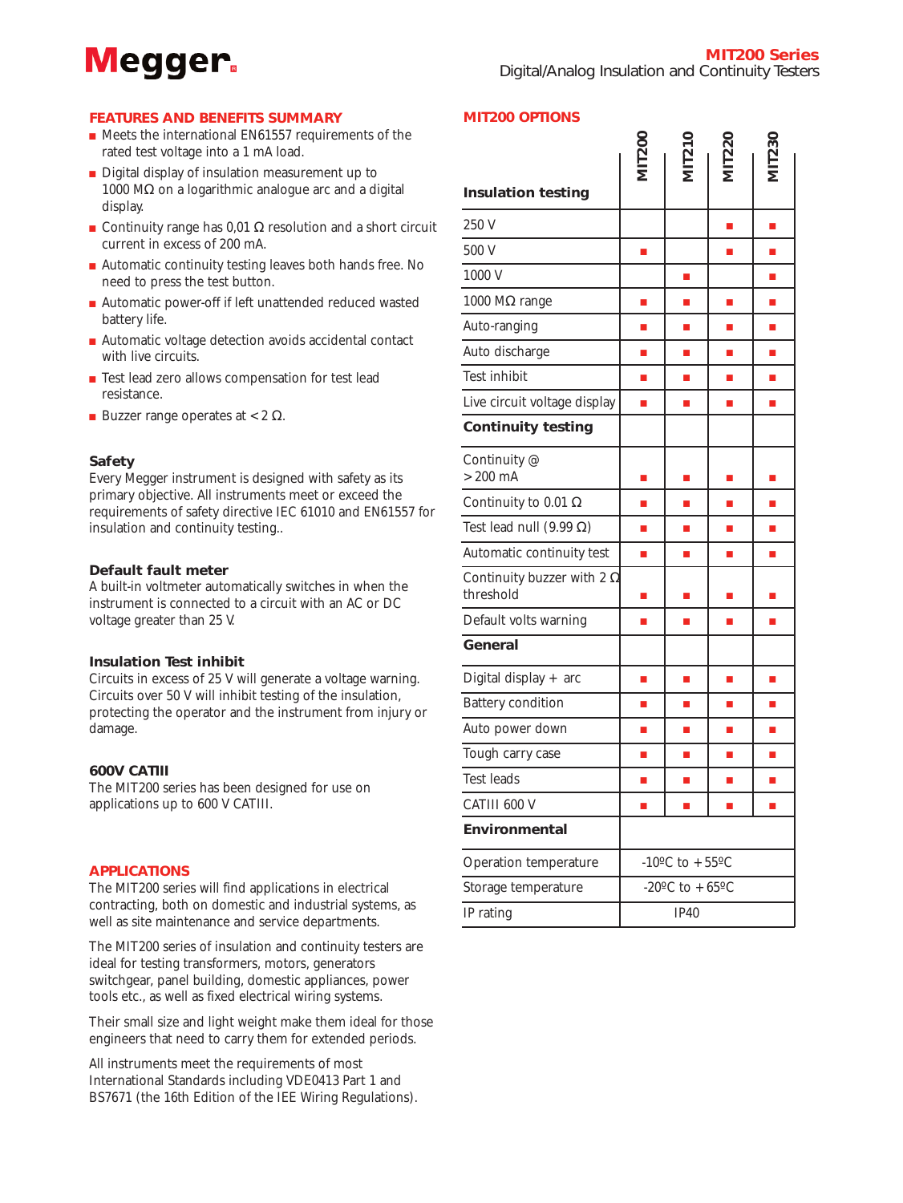## FEATURES AND BENEFITS SUMMARY

- Meets the international EN61557 requirements of the rated test voltage into a 1 mA load.
- Digital display of insulation measurement up to 1000 MΩ on a logarithmic analogue arc and a digital display.
- Continuity range has 0,01 Ω resolution and a short circuit current in excess of 200 mA.
- Automatic continuity testing leaves both hands free. No need to press the test button.
- Automatic power-off if left unattended reduced wasted battery life.
- Automatic voltage detection avoids accidental contact with live circuits.
- Test lead zero allows compensation for test lead resistance.
- Buzzer range operates at < 2 Ω.

### Safety

Every Megger instrument is designed with safety as its primary objective. All instruments meet or exceed the requirements of safety directive IEC 61010 and EN61557 for insulation and continuity testing..

### Default fault meter

A built-in voltmeter automatically switches in when the instrument is connected to a circuit with an AC or DC voltage greater than 25 V.

### Insulation Test inhibit

Circuits in excess of 25 V will generate a voltage warning. Circuits over 50 V will inhibit testing of the insulation, protecting the operator and the instrument from injury or damage.

### 600V CATIII

The MIT200 series has been designed for use on applications up to 600 V CATIII.

## APPLICATIONS

The MIT200 series will find applications in electrical contracting, both on domestic and industrial systems, as well as site maintenance and service departments.

The MIT200 series of insulation and continuity testers are ideal for testing transformers, motors, generators switchgear, panel building, domestic appliances, power tools etc., as well as fixed electrical wiring systems.

Their small size and light weight make them ideal for those engineers that need to carry them for extended periods.

All instruments meet the requirements of most International Standards including VDE0413 Part 1 and BS7671 (the 16th Edition of the IEE Wiring Regulations).

## MIT200 OPTIONS

| **Insulation testing** | MIT200 | MIT210 | MIT220 | MIT230 |
|---|---|---|---|---|
| 250 V | | | ■ | ■ |
| 500 V | ■ | | ■ | ■ |
| 1000 V | | ■ | | ■ |
| 1000 MΩ range | ■ | ■ | ■ | ■ |
| Auto-ranging | ■ | ■ | ■ | ■ |
| Auto discharge | ■ | ■ | ■ | ■ |
| Test inhibit | ■ | ■ | ■ | ■ |
| Live circuit voltage display | ■ | ■ | ■ | ■ |
| **Continuity testing** | | | | |
| Continuity @ > 200 mA | ■ | ■ | ■ | ■ |
| Continuity to 0.01 Ω | ■ | ■ | ■ | ■ |
| Test lead null (9.99 Ω) | ■ | ■ | ■ | ■ |
| Automatic continuity test | ■ | ■ | ■ | ■ |
| Continuity buzzer with 2 Ω threshold | ■ | ■ | ■ | ■ |
| Default volts warning | ■ | ■ | ■ | ■ |
| **General** | | | | |
| Digital display + arc | ■ | ■ | ■ | ■ |
| Battery condition | ■ | ■ | ■ | ■ |
| Auto power down | ■ | ■ | ■ | ■ |
| Tough carry case | ■ | ■ | ■ | ■ |
| Test leads | ■ | ■ | ■ | ■ |
| CATIII 600 V | ■ | ■ | ■ | ■ |
| **Environmental** | | | | |
| Operation temperature | -10ºC to +55ºC | | | |
| Storage temperature | -20ºC to +65ºC | | | |
| IP rating | IP40 | | | |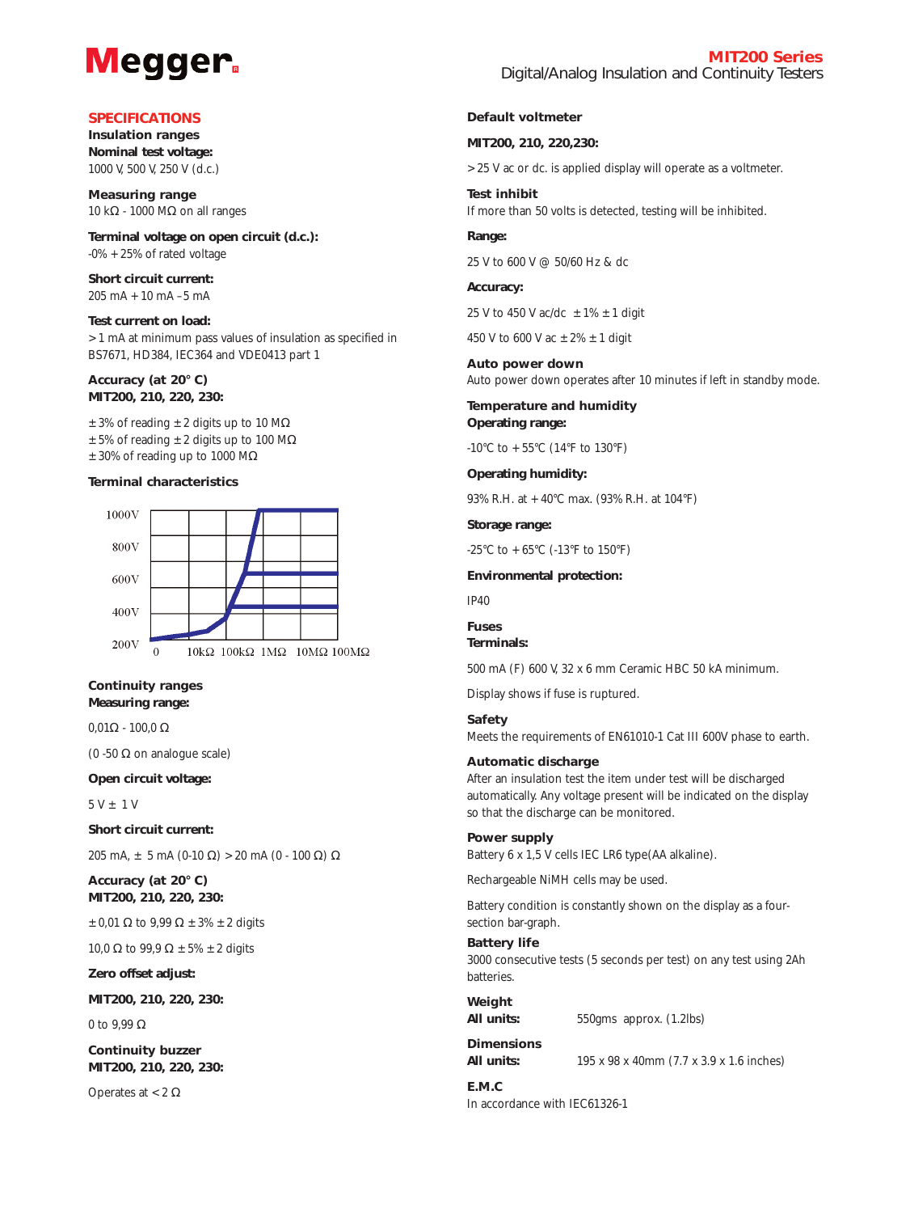# SPECIFICATIONS

## Insulation ranges

**Nominal test voltage:**
1000 V, 500 V, 250 V (d.c.)

**Measuring range**
10 kΩ - 1000 MΩ on all ranges

**Terminal voltage on open circuit (d.c.):**
-0% +25% of rated voltage

**Short circuit current:**
205 mA +10 mA –5 mA

**Test current on load:**
>1 mA at minimum pass values of insulation as specified in BS7671, HD384, IEC364 and VDE0413 part 1

**Accuracy (at 20° C)**
**MIT200, 210, 220, 230:**

±3% of reading ±2 digits up to 10 MΩ
±5% of reading ±2 digits up to 100 MΩ
±30% of reading up to 1000 MΩ

**Terminal characteristics**

1000V
800V
600V
400V
200V
0 10kΩ 100kΩ 1MΩ 10MΩ 100MΩ

## Continuity ranges

**Measuring range:**

0,01Ω - 100,0 Ω

(0 -50 Ω on analogue scale)

**Open circuit voltage:**

5 V ± 1 V

**Short circuit current:**

205 mA, ± 5 mA (0-10 Ω) >20 mA (0 - 100 Ω) Ω

**Accuracy (at 20° C)**
**MIT200, 210, 220, 230:**

±0,01 Ω to 9,99 Ω ±3% ±2 digits

10,0 Ω to 99,9 Ω ±5% ±2 digits

**Zero offset adjust:**

**MIT200, 210, 220, 230:**

0 to 9,99 Ω

**Continuity buzzer**
**MIT200, 210, 220, 230:**

Operates at <2 Ω

## Default voltmeter

**MIT200, 210, 220,230:**

>25 V ac or dc. is applied display will operate as a voltmeter.

**Test inhibit**
If more than 50 volts is detected, testing will be inhibited.

**Range:**

25 V to 600 V @ 50/60 Hz & dc

**Accuracy:**

25 V to 450 V ac/dc ±1% ±1 digit

450 V to 600 V ac ±2% ±1 digit

## Auto power down

Auto power down operates after 10 minutes if left in standby mode.

## Temperature and humidity

**Operating range:**

-10°C to +55°C (14°F to 130°F)

**Operating humidity:**

93% R.H. at +40°C max. (93% R.H. at 104°F)

**Storage range:**

-25°C to +65°C (-13°F to 150°F)

**Environmental protection:**

IP40

## Fuses

**Terminals:**

500 mA (F) 600 V, 32 x 6 mm Ceramic HBC 50 kA minimum.

Display shows if fuse is ruptured.

## Safety

Meets the requirements of EN61010-1 Cat III 600V phase to earth.

## Automatic discharge

After an insulation test the item under test will be discharged automatically. Any voltage present will be indicated on the display so that the discharge can be monitored.

## Power supply

Battery 6 x 1,5 V cells IEC LR6 type(AA alkaline).

Rechargeable NiMH cells may be used.

Battery condition is constantly shown on the display as a four-section bar-graph.

## Battery life

3000 consecutive tests (5 seconds per test) on any test using 2Ah batteries.

## Weight

**All units:** 550gms approx. (1.2lbs)

## Dimensions

**All units:** 195 x 98 x 40mm (7.7 x 3.9 x 1.6 inches)

## E.M.C

In accordance with IEC61326-1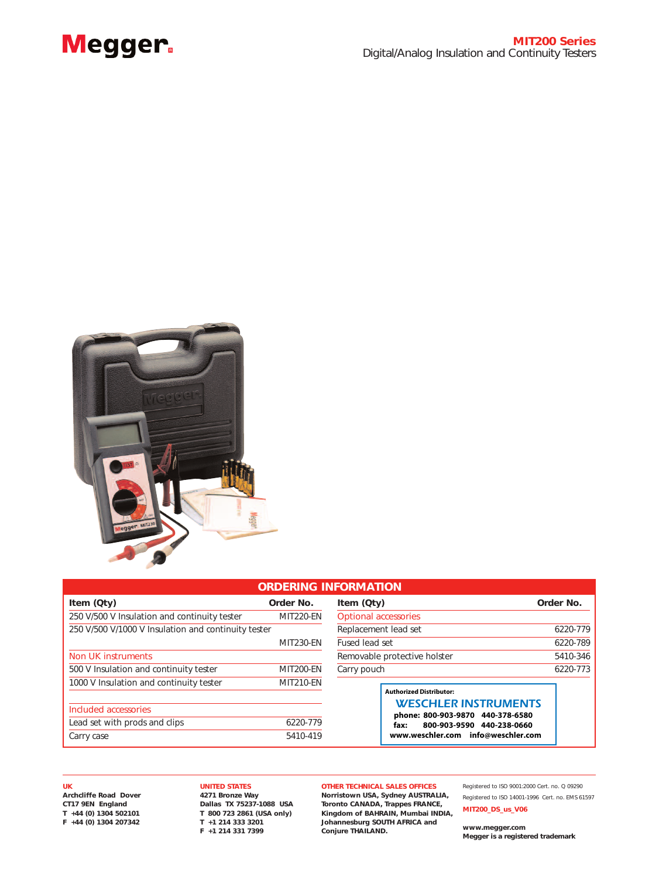## ORDERING INFORMATION

| Item (Qty) | Order No. |
|---|---|
| 250 V/500 V Insulation and continuity tester | MIT220-EN |
| 250 V/500 V/1000 V Insulation and continuity tester | MIT230-EN |
| **Non UK instruments** | |
| 500 V Insulation and continuity tester | MIT200-EN |
| 1000 V Insulation and continuity tester | MIT210-EN |
| **Included accessories** | |
| Lead set with prods and clips | 6220-779 |
| Carry case | 5410-419 |

| Item (Qty) | Order No. |
|---|---|
| **Optional accessories** | |
| Replacement lead set | 6220-779 |
| Fused lead set | 6220-789 |
| Removable protective holster | 5410-346 |
| Carry pouch | 6220-773 |

**Authorized Distributor:**

**WESCHLER INSTRUMENTS**

**phone: 800-903-9870 440-378-6580**

**fax: 800-903-9590 440-238-0660**

**www.weschler.com info@weschler.com**

---

**UK**
**Archcliffe Road Dover**
**CT17 9EN England**
**T +44 (0) 1304 502101**
**F +44 (0) 1304 207342**

**UNITED STATES**
**4271 Bronze Way**
**Dallas TX 75237-1088 USA**
**T 800 723 2861 (USA only)**
**T +1 214 333 3201**
**F +1 214 331 7399**

**OTHER TECHNICAL SALES OFFICES**
**Norristown USA, Sydney AUSTRALIA, Toronto CANADA, Trappes FRANCE, Kingdom of BAHRAIN, Mumbai INDIA, Johannesburg SOUTH AFRICA and Conjure THAILAND.**

Registered to ISO 9001:2000 Cert. no. Q 09290

Registered to ISO 14001-1996 Cert. no. EMS 61597

**MIT200_DS_us_V06**

**www.megger.com**
**Megger is a registered trademark**